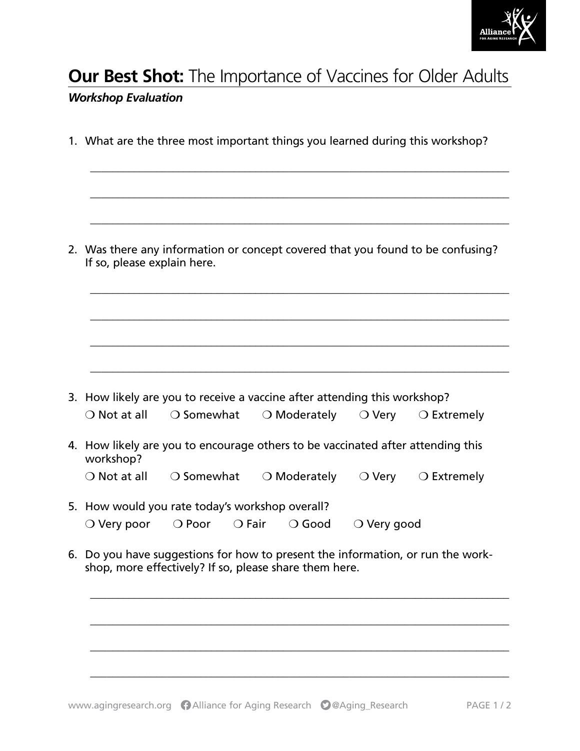# **Our Best Shot:** The Importance of Vaccines for Older Adults

***Workshop Evaluation***

1. What are the three most important things you learned during this workshop?

   ___________________________________________________________________________

   ___________________________________________________________________________

   ___________________________________________________________________________

2. Was there any information or concept covered that you found to be confusing? If so, please explain here.

   ___________________________________________________________________________

   ___________________________________________________________________________

   ___________________________________________________________________________

   ___________________________________________________________________________

3. How likely are you to receive a vaccine after attending this workshop?

   ❍ Not at all ❍ Somewhat ❍ Moderately ❍ Very ❍ Extremely

4. How likely are you to encourage others to be vaccinated after attending this workshop?

   ❍ Not at all ❍ Somewhat ❍ Moderately ❍ Very ❍ Extremely

5. How would you rate today's workshop overall?

   ❍ Very poor ❍ Poor ❍ Fair ❍ Good ❍ Very good

6. Do you have suggestions for how to present the information, or run the workshop, more effectively? If so, please share them here.

   ___________________________________________________________________________

   ___________________________________________________________________________

   ___________________________________________________________________________

   ___________________________________________________________________________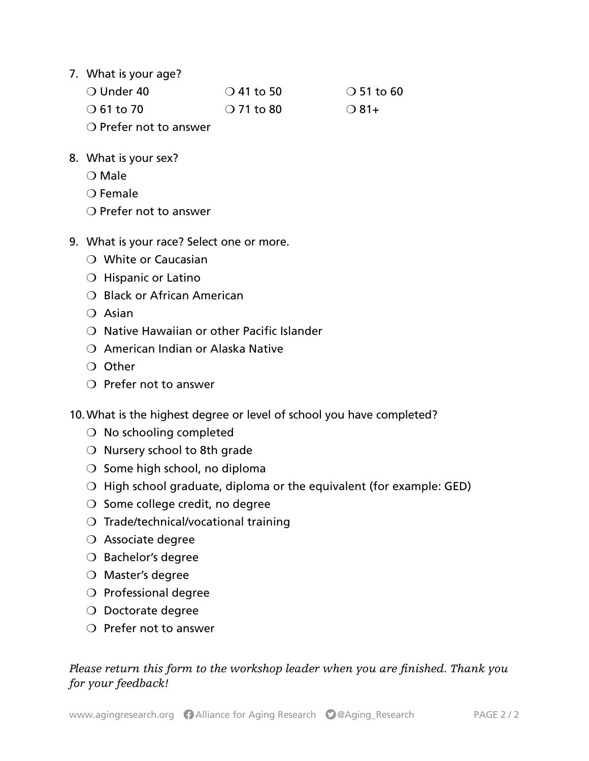7. What is your age?

   ❍ Under 40 ❍ 41 to 50 ❍ 51 to 60

   ❍ 61 to 70 ❍ 71 to 80 ❍ 81+

   ❍ Prefer not to answer

8. What is your sex?

   ❍ Male

   ❍ Female

   ❍ Prefer not to answer

9. What is your race? Select one or more.

   ❍ White or Caucasian

   ❍ Hispanic or Latino

   ❍ Black or African American

   ❍ Asian

   ❍ Native Hawaiian or other Pacific Islander

   ❍ American Indian or Alaska Native

   ❍ Other

   ❍ Prefer not to answer

10. What is the highest degree or level of school you have completed?

    ❍ No schooling completed

    ❍ Nursery school to 8th grade

    ❍ Some high school, no diploma

    ❍ High school graduate, diploma or the equivalent (for example: GED)

    ❍ Some college credit, no degree

    ❍ Trade/technical/vocational training

    ❍ Associate degree

    ❍ Bachelor's degree

    ❍ Master's degree

    ❍ Professional degree

    ❍ Doctorate degree

    ❍ Prefer not to answer

*Please return this form to the workshop leader when you are finished. Thank you for your feedback!*